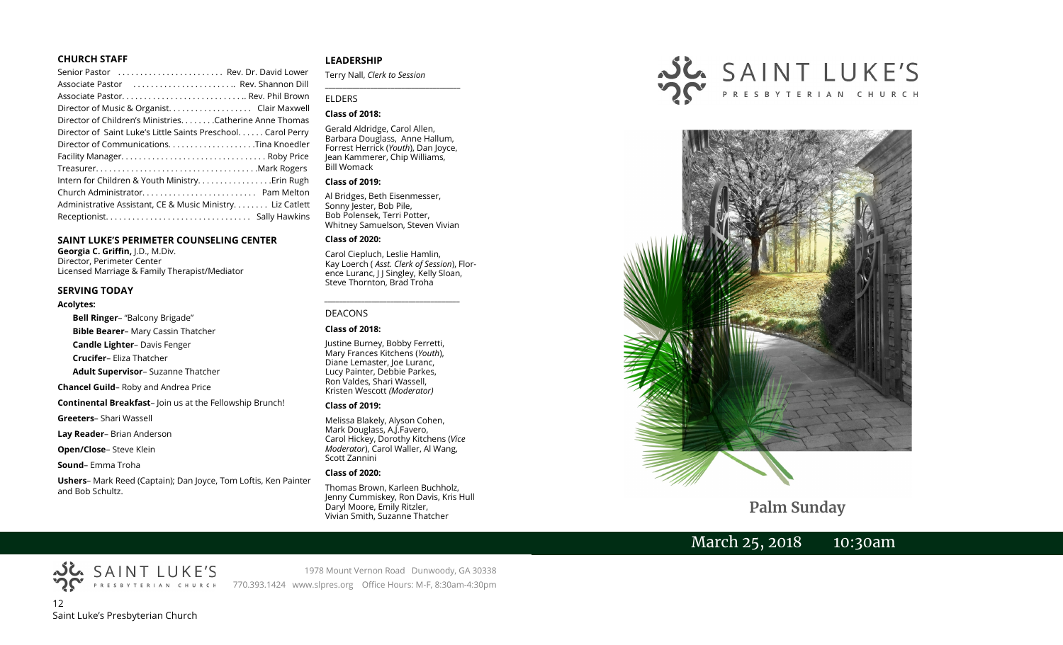## CHURCH STAFF

Senior Pastor ........................ Rev. Dr. David Lower
Associate Pastor ........................ Rev. Shannon Dill
Associate Pastor........................... Rev. Phil Brown
Director of Music & Organist.................. Clair Maxwell
Director of Children's Ministries........Catherine Anne Thomas
Director of Saint Luke's Little Saints Preschool...... Carol Perry
Director of Communications...................Tina Knoedler
Facility Manager................................ Roby Price
Treasurer....................................Mark Rogers
Intern for Children & Youth Ministry................Erin Rugh
Church Administrator.......................... Pam Melton
Administrative Assistant, CE & Music Ministry........ Liz Catlett
Receptionist................................ Sally Hawkins

## SAINT LUKE'S PERIMETER COUNSELING CENTER

**Georgia C. Griffin,** J.D., M.Div.
Director, Perimeter Center
Licensed Marriage & Family Therapist/Mediator

## SERVING TODAY

**Acolytes:**

**Bell Ringer**– "Balcony Brigade"
**Bible Bearer**– Mary Cassin Thatcher
**Candle Lighter**– Davis Fenger
**Crucifer**– Eliza Thatcher
**Adult Supervisor**– Suzanne Thatcher

**Chancel Guild**– Roby and Andrea Price

**Continental Breakfast**– Join us at the Fellowship Brunch!

**Greeters**– Shari Wassell

**Lay Reader**– Brian Anderson

**Open/Close**– Steve Klein

**Sound**– Emma Troha

**Ushers**– Mark Reed (Captain); Dan Joyce, Tom Loftis, Ken Painter and Bob Schultz.

## LEADERSHIP

Terry Nall, *Clerk to Session*

ELDERS

**Class of 2018:**

Gerald Aldridge, Carol Allen, Barbara Douglass, Anne Hallum, Forrest Herrick (*Youth*), Dan Joyce, Jean Kammerer, Chip Williams, Bill Womack

**Class of 2019:**

Al Bridges, Beth Eisenmesser, Sonny Jester, Bob Pile, Bob Polensek, Terri Potter, Whitney Samuelson, Steven Vivian

**Class of 2020:**

Carol Ciepluch, Leslie Hamlin, Kay Loerch ( *Asst. Clerk of Session*), Florence Luranc, J J Singley, Kelly Sloan, Steve Thornton, Brad Troha

DEACONS

**Class of 2018:**

Justine Burney, Bobby Ferretti, Mary Frances Kitchens (*Youth*), Diane Lemaster, Joe Luranc, Lucy Painter, Debbie Parkes, Ron Valdes, Shari Wassell, Kristen Wescott *(Moderator)*

**Class of 2019:**

Melissa Blakely, Alyson Cohen, Mark Douglass, A.J.Favero, Carol Hickey, Dorothy Kitchens (*Vice Moderator*), Carol Waller, Al Wang, Scott Zannini

**Class of 2020:**

Thomas Brown, Karleen Buchholz, Jenny Cummiskey, Ron Davis, Kris Hull, Daryl Moore, Emily Ritzler, Vivian Smith, Suzanne Thatcher

# SAINT LUKE'S PRESBYTERIAN CHURCH

## Palm Sunday

March 25, 2018 10:30am

SAINT LUKE'S PRESBYTERIAN CHURCH
1978 Mount Vernon Road Dunwoody, GA 30338
770.393.1424 www.slpres.org Office Hours: M-F, 8:30am-4:30pm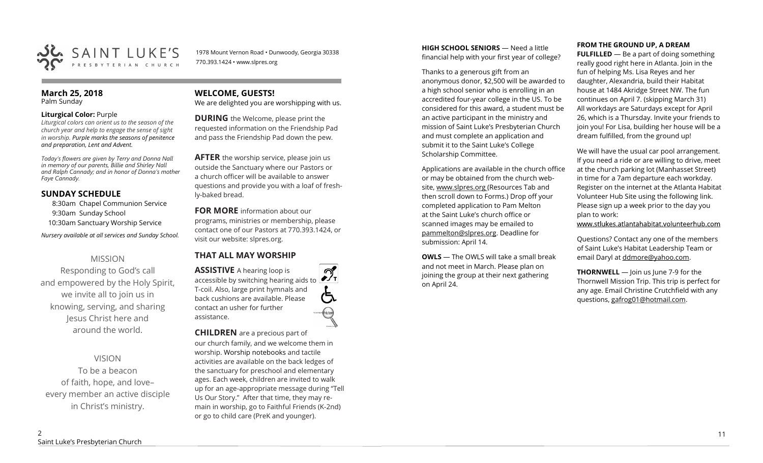SAINT LUKE'S PRESBYTERIAN CHURCH

1978 Mount Vernon Road • Dunwoody, Georgia 30338
770.393.1424 • www.slpres.org

## March 25, 2018
Palm Sunday

**Liturgical Color:** Purple

*Liturgical colors can orient us to the season of the church year and help to engage the sense of sight in worship. Purple marks the seasons of penitence and preparation, Lent and Advent.*

*Today's flowers are given by Terry and Donna Nall in memory of our parents, Billie and Shirley Nall and Ralph Cannady; and in honor of Donna's mother Faye Cannady.*

## SUNDAY SCHEDULE

8:30am Chapel Communion Service
9:30am Sunday School
10:30am Sanctuary Worship Service

*Nursery available at all services and Sunday School.*

### MISSION

Responding to God's call and empowered by the Holy Spirit, we invite all to join us in knowing, serving, and sharing Jesus Christ here and around the world.

### VISION

To be a beacon of faith, hope, and love– every member an active disciple in Christ's ministry.

## WELCOME, GUESTS!

We are delighted you are worshipping with us.

**DURING** the Welcome, please print the requested information on the Friendship Pad and pass the Friendship Pad down the pew.

**AFTER** the worship service, please join us outside the Sanctuary where our Pastors or a church officer will be available to answer questions and provide you with a loaf of freshly-baked bread.

**FOR MORE** information about our programs, ministries or membership, please contact one of our Pastors at 770.393.1424, or visit our website: slpres.org.

## THAT ALL MAY WORSHIP

**ASSISTIVE** A hearing loop is accessible by switching hearing aids to T-coil. Also, large print hymnals and back cushions are available. Please contact an usher for further assistance.

**CHILDREN** are a precious part of our church family, and we welcome them in worship. Worship notebooks and tactile activities are available on the back ledges of the sanctuary for preschool and elementary ages. Each week, children are invited to walk up for an age-appropriate message during "Tell Us Our Story." After that time, they may remain in worship, go to Faithful Friends (K-2nd) or go to child care (PreK and younger).

**HIGH SCHOOL SENIORS** — Need a little financial help with your first year of college?

Thanks to a generous gift from an anonymous donor, $2,500 will be awarded to a high school senior who is enrolling in an accredited four-year college in the US. To be considered for this award, a student must be an active participant in the ministry and mission of Saint Luke's Presbyterian Church and must complete an application and submit it to the Saint Luke's College Scholarship Committee.

Applications are available in the church office or may be obtained from the church website, www.slpres.org (Resources Tab and then scroll down to Forms.) Drop off your completed application to Pam Melton at the Saint Luke's church office or scanned images may be emailed to pammelton@slpres.org. Deadline for submission: April 14.

**OWLS** — The OWLS will take a small break and not meet in March. Please plan on joining the group at their next gathering on April 24.

**FROM THE GROUND UP, A DREAM FULFILLED** — Be a part of doing something really good right here in Atlanta. Join in the fun of helping Ms. Lisa Reyes and her daughter, Alexandria, build their Habitat house at 1484 Akridge Street NW. The fun continues on April 7. (skipping March 31) All workdays are Saturdays except for April 26, which is a Thursday. Invite your friends to join you! For Lisa, building her house will be a dream fulfilled, from the ground up!

We will have the usual car pool arrangement. If you need a ride or are willing to drive, meet at the church parking lot (Manhasset Street) in time for a 7am departure each workday. Register on the internet at the Atlanta Habitat Volunteer Hub Site using the following link. Please sign up a week prior to the day you plan to work:
www.stlukes.atlantahabitat.volunteerhub.com

Questions? Contact any one of the members of Saint Luke's Habitat Leadership Team or email Daryl at ddmore@yahoo.com.

**THORNWELL** — Join us June 7-9 for the Thornwell Mission Trip. This trip is perfect for any age. Email Christine Crutchfield with any questions, gafrog01@hotmail.com.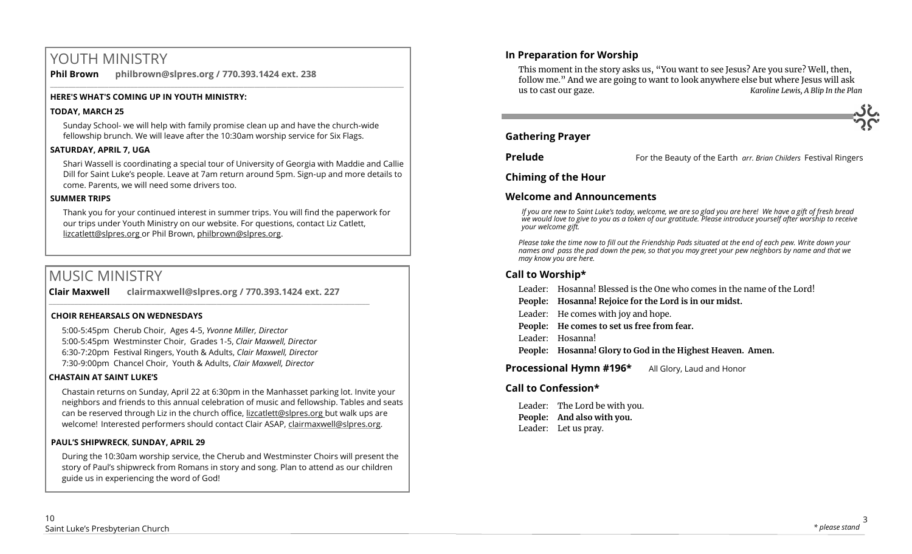# YOUTH MINISTRY

**Phil Brown philbrown@slpres.org / 770.393.1424 ext. 238**

**HERE'S WHAT'S COMING UP IN YOUTH MINISTRY:**

**TODAY, MARCH 25**

Sunday School- we will help with family promise clean up and have the church-wide fellowship brunch. We will leave after the 10:30am worship service for Six Flags.

**SATURDAY, APRIL 7, UGA**

Shari Wassell is coordinating a special tour of University of Georgia with Maddie and Callie Dill for Saint Luke's people. Leave at 7am return around 5pm. Sign-up and more details to come. Parents, we will need some drivers too.

**SUMMER TRIPS**

Thank you for your continued interest in summer trips. You will find the paperwork for our trips under Youth Ministry on our website. For questions, contact Liz Catlett, lizcatlett@slpres.org or Phil Brown, philbrown@slpres.org.

# MUSIC MINISTRY

**Clair Maxwell clairmaxwell@slpres.org / 770.393.1424 ext. 227**

**CHOIR REHEARSALS ON WEDNESDAYS**

5:00-5:45pm Cherub Choir, Ages 4-5, *Yvonne Miller, Director*
5:00-5:45pm Westminster Choir, Grades 1-5, *Clair Maxwell, Director*
6:30-7:20pm Festival Ringers, Youth & Adults, *Clair Maxwell, Director*
7:30-9:00pm Chancel Choir, Youth & Adults, *Clair Maxwell, Director*

**CHASTAIN AT SAINT LUKE'S**

Chastain returns on Sunday, April 22 at 6:30pm in the Manhasset parking lot. Invite your neighbors and friends to this annual celebration of music and fellowship. Tables and seats can be reserved through Liz in the church office, lizcatlett@slpres.org but walk ups are welcome! Interested performers should contact Clair ASAP, clairmaxwell@slpres.org.

**PAUL'S SHIPWRECK, SUNDAY, APRIL 29**

During the 10:30am worship service, the Cherub and Westminster Choirs will present the story of Paul's shipwreck from Romans in story and song. Plan to attend as our children guide us in experiencing the word of God!

## In Preparation for Worship

This moment in the story asks us, "You want to see Jesus? Are you sure? Well, then, follow me." And we are going to want to look anywhere else but where Jesus will ask us to cast our gaze. *Karoline Lewis, A Blip In the Plan*

## Gathering Prayer

**Prelude** For the Beauty of the Earth *arr. Brian Childers* Festival Ringers

## Chiming of the Hour

## Welcome and Announcements

*If you are new to Saint Luke's today, welcome, we are so glad you are here! We have a gift of fresh bread we would love to give to you as a token of our gratitude. Please introduce yourself after worship to receive your welcome gift.*

*Please take the time now to fill out the Friendship Pads situated at the end of each pew. Write down your names and pass the pad down the pew, so that you may greet your pew neighbors by name and that we may know you are here.*

## Call to Worship*

Leader: Hosanna! Blessed is the One who comes in the name of the Lord!
**People: Hosanna! Rejoice for the Lord is in our midst.**
Leader: He comes with joy and hope.
**People: He comes to set us free from fear.**
Leader: Hosanna!
**People: Hosanna! Glory to God in the Highest Heaven. Amen.**

**Processional Hymn #196*** All Glory, Laud and Honor

## Call to Confession*

Leader: The Lord be with you.
**People: And also with you.**
Leader: Let us pray.

*\* please stand*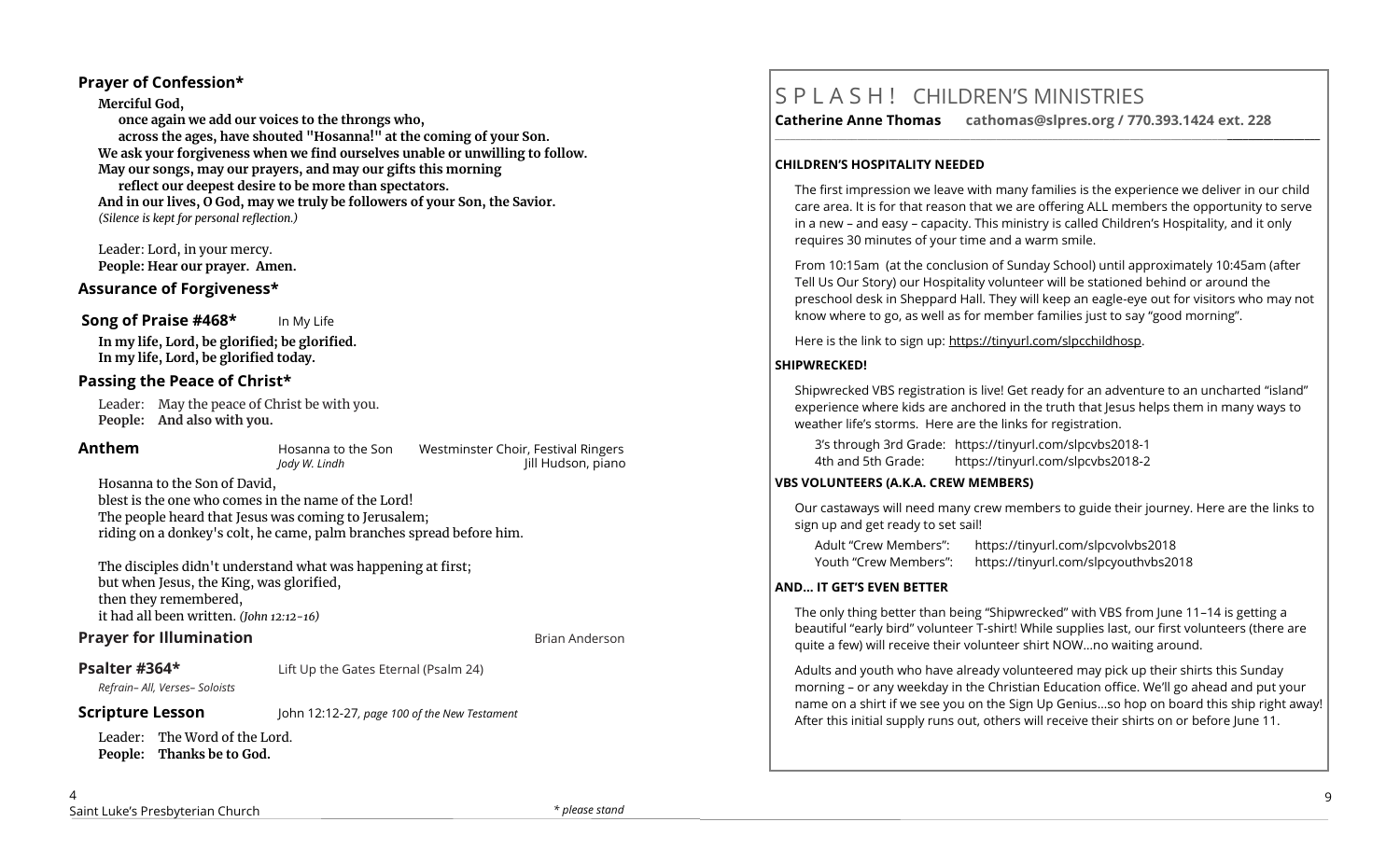## Prayer of Confession*

**Merciful God,**
**once again we add our voices to the throngs who,**
**across the ages, have shouted "Hosanna!" at the coming of your Son.**
**We ask your forgiveness when we find ourselves unable or unwilling to follow.**
**May our songs, may our prayers, and may our gifts this morning**
**reflect our deepest desire to be more than spectators.**
**And in our lives, O God, may we truly be followers of your Son, the Savior.**
*(Silence is kept for personal reflection.)*

Leader: Lord, in your mercy.
**People: Hear our prayer. Amen.**

## Assurance of Forgiveness*

## Song of Praise #468* In My Life

**In my life, Lord, be glorified; be glorified.**
**In my life, Lord, be glorified today.**

## Passing the Peace of Christ*

Leader: May the peace of Christ be with you.
**People: And also with you.**

## Anthem

Hosanna to the Son — Westminster Choir, Festival Ringers
*Jody W. Lindh* — Jill Hudson, piano

Hosanna to the Son of David,
blest is the one who comes in the name of the Lord!
The people heard that Jesus was coming to Jerusalem;
riding on a donkey's colt, he came, palm branches spread before him.

The disciples didn't understand what was happening at first;
but when Jesus, the King, was glorified,
then they remembered,
it had all been written. *(John 12:12-16)*

## Prayer for Illumination

Brian Anderson

## Psalter #364*

Lift Up the Gates Eternal (Psalm 24)
*Refrain– All, Verses– Soloists*

## Scripture Lesson

John 12:12-27, *page 100 of the New Testament*

Leader: The Word of the Lord.
**People: Thanks be to God.**

\* please stand

# S P L A S H ! CHILDREN'S MINISTRIES

**Catherine Anne Thomas cathomas@slpres.org / 770.393.1424 ext. 228**

**CHILDREN'S HOSPITALITY NEEDED**

The first impression we leave with many families is the experience we deliver in our child care area. It is for that reason that we are offering ALL members the opportunity to serve in a new – and easy – capacity. This ministry is called Children's Hospitality, and it only requires 30 minutes of your time and a warm smile.

From 10:15am (at the conclusion of Sunday School) until approximately 10:45am (after Tell Us Our Story) our Hospitality volunteer will be stationed behind or around the preschool desk in Sheppard Hall. They will keep an eagle-eye out for visitors who may not know where to go, as well as for member families just to say "good morning".

Here is the link to sign up: https://tinyurl.com/slpcchildhosp.

**SHIPWRECKED!**

Shipwrecked VBS registration is live! Get ready for an adventure to an uncharted "island" experience where kids are anchored in the truth that Jesus helps them in many ways to weather life's storms. Here are the links for registration.

3's through 3rd Grade: https://tinyurl.com/slpcvbs2018-1
4th and 5th Grade: https://tinyurl.com/slpcvbs2018-2

**VBS VOLUNTEERS (A.K.A. CREW MEMBERS)**

Our castaways will need many crew members to guide their journey. Here are the links to sign up and get ready to set sail!

Adult "Crew Members": https://tinyurl.com/slpcvolvbs2018
Youth "Crew Members": https://tinyurl.com/slpcyouthvbs2018

**AND… IT GET'S EVEN BETTER**

The only thing better than being "Shipwrecked" with VBS from June 11–14 is getting a beautiful "early bird" volunteer T-shirt! While supplies last, our first volunteers (there are quite a few) will receive their volunteer shirt NOW…no waiting around.

Adults and youth who have already volunteered may pick up their shirts this Sunday morning – or any weekday in the Christian Education office. We'll go ahead and put your name on a shirt if we see you on the Sign Up Genius…so hop on board this ship right away! After this initial supply runs out, others will receive their shirts on or before June 11.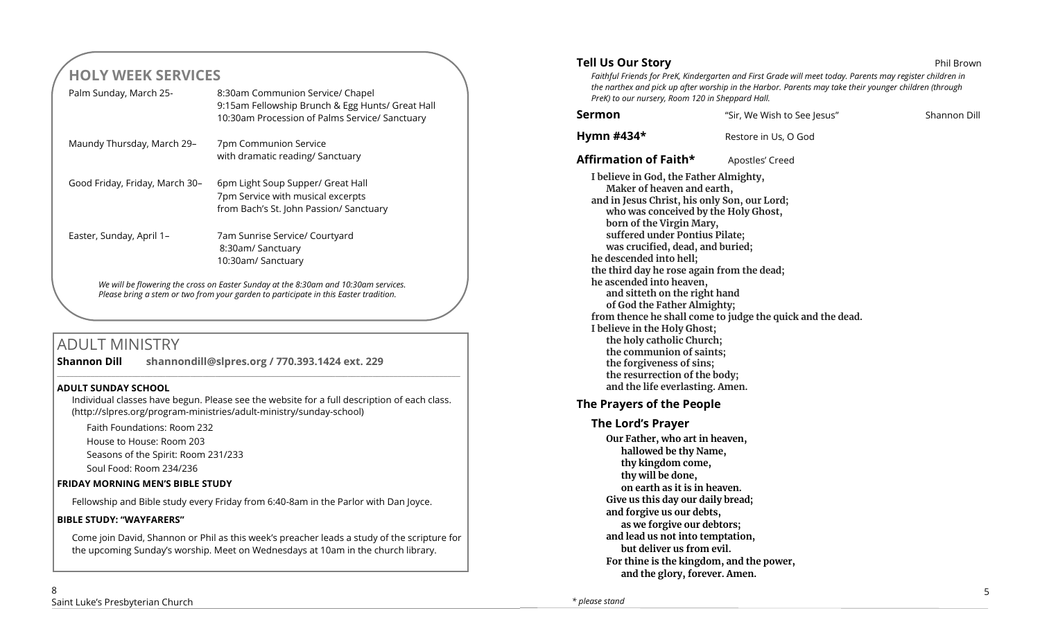## HOLY WEEK SERVICES

| | |
|---|---|
| Palm Sunday, March 25- | 8:30am Communion Service/ Chapel<br>9:15am Fellowship Brunch & Egg Hunts/ Great Hall<br>10:30am Procession of Palms Service/ Sanctuary |
| Maundy Thursday, March 29– | 7pm Communion Service<br>with dramatic reading/ Sanctuary |
| Good Friday, Friday, March 30– | 6pm Light Soup Supper/ Great Hall<br>7pm Service with musical excerpts<br>from Bach's St. John Passion/ Sanctuary |
| Easter, Sunday, April 1– | 7am Sunrise Service/ Courtyard<br>8:30am/ Sanctuary<br>10:30am/ Sanctuary |

*We will be flowering the cross on Easter Sunday at the 8:30am and 10:30am services. Please bring a stem or two from your garden to participate in this Easter tradition.*

## ADULT MINISTRY

**Shannon Dill shannondill@slpres.org / 770.393.1424 ext. 229**

**ADULT SUNDAY SCHOOL**

Individual classes have begun. Please see the website for a full description of each class. (http://slpres.org/program-ministries/adult-ministry/sunday-school)

Faith Foundations: Room 232

House to House: Room 203

Seasons of the Spirit: Room 231/233

Soul Food: Room 234/236

**FRIDAY MORNING MEN'S BIBLE STUDY**

Fellowship and Bible study every Friday from 6:40-8am in the Parlor with Dan Joyce.

**BIBLE STUDY: "WAYFARERS"**

Come join David, Shannon or Phil as this week's preacher leads a study of the scripture for the upcoming Sunday's worship. Meet on Wednesdays at 10am in the church library.

**Tell Us Our Story** Phil Brown

*Faithful Friends for PreK, Kindergarten and First Grade will meet today. Parents may register children in the narthex and pick up after worship in the Harbor. Parents may take their younger children (through PreK) to our nursery, Room 120 in Sheppard Hall.*

**Sermon** "Sir, We Wish to See Jesus" Shannon Dill

**Hymn #434*** Restore in Us, O God

**Affirmation of Faith*** Apostles' Creed

**I believe in God, the Father Almighty,**
**Maker of heaven and earth,**
**and in Jesus Christ, his only Son, our Lord;**
**who was conceived by the Holy Ghost,**
**born of the Virgin Mary,**
**suffered under Pontius Pilate;**
**was crucified, dead, and buried;**
**he descended into hell;**
**the third day he rose again from the dead;**
**he ascended into heaven,**
**and sitteth on the right hand**
**of God the Father Almighty;**
**from thence he shall come to judge the quick and the dead.**
**I believe in the Holy Ghost;**
**the holy catholic Church;**
**the communion of saints;**
**the forgiveness of sins;**
**the resurrection of the body;**
**and the life everlasting. Amen.**

**The Prayers of the People**

**The Lord's Prayer**

**Our Father, who art in heaven,**
**hallowed be thy Name,**
**thy kingdom come,**
**thy will be done,**
**on earth as it is in heaven.**
**Give us this day our daily bread;**
**and forgive us our debts,**
**as we forgive our debtors;**
**and lead us not into temptation,**
**but deliver us from evil.**
**For thine is the kingdom, and the power,**
**and the glory, forever. Amen.**

*\* please stand*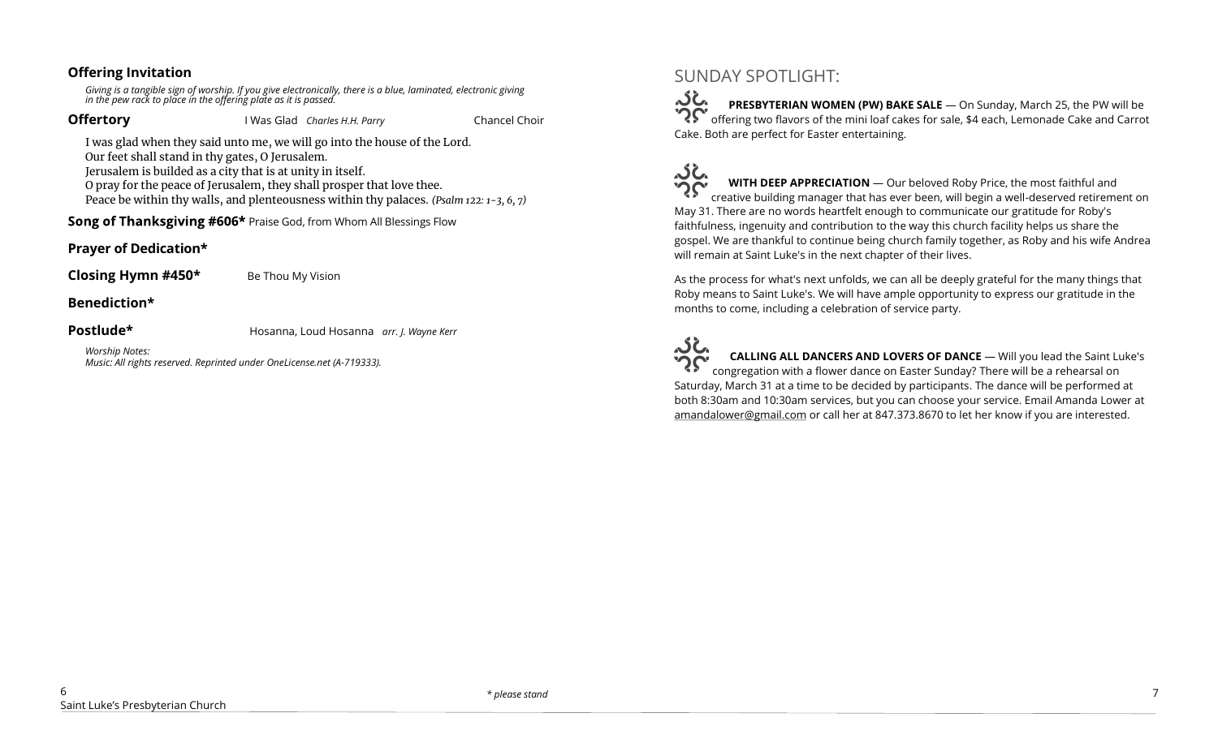**Offering Invitation**

*Giving is a tangible sign of worship. If you give electronically, there is a blue, laminated, electronic giving in the pew rack to place in the offering plate as it is passed.*

**Offertory** I Was Glad *Charles H.H. Parry* Chancel Choir

I was glad when they said unto me, we will go into the house of the Lord.
Our feet shall stand in thy gates, O Jerusalem.
Jerusalem is builded as a city that is at unity in itself.
O pray for the peace of Jerusalem, they shall prosper that love thee.
Peace be within thy walls, and plenteousness within thy palaces. *(Psalm 122: 1-3, 6, 7)*

**Song of Thanksgiving #606*** Praise God, from Whom All Blessings Flow

**Prayer of Dedication***

**Closing Hymn #450*** Be Thou My Vision

**Benediction***

**Postlude*** Hosanna, Loud Hosanna *arr. J. Wayne Kerr*

*Worship Notes:*
*Music: All rights reserved. Reprinted under OneLicense.net (A-719333).*

*\* please stand*

## SUNDAY SPOTLIGHT:

**PRESBYTERIAN WOMEN (PW) BAKE SALE** — On Sunday, March 25, the PW will be offering two flavors of the mini loaf cakes for sale, $4 each, Lemonade Cake and Carrot Cake. Both are perfect for Easter entertaining.

**WITH DEEP APPRECIATION** — Our beloved Roby Price, the most faithful and creative building manager that has ever been, will begin a well-deserved retirement on May 31. There are no words heartfelt enough to communicate our gratitude for Roby's faithfulness, ingenuity and contribution to the way this church facility helps us share the gospel. We are thankful to continue being church family together, as Roby and his wife Andrea will remain at Saint Luke's in the next chapter of their lives.

As the process for what's next unfolds, we can all be deeply grateful for the many things that Roby means to Saint Luke's. We will have ample opportunity to express our gratitude in the months to come, including a celebration of service party.

**CALLING ALL DANCERS AND LOVERS OF DANCE** — Will you lead the Saint Luke's congregation with a flower dance on Easter Sunday? There will be a rehearsal on Saturday, March 31 at a time to be decided by participants. The dance will be performed at both 8:30am and 10:30am services, but you can choose your service. Email Amanda Lower at amandalower@gmail.com or call her at 847.373.8670 to let her know if you are interested.